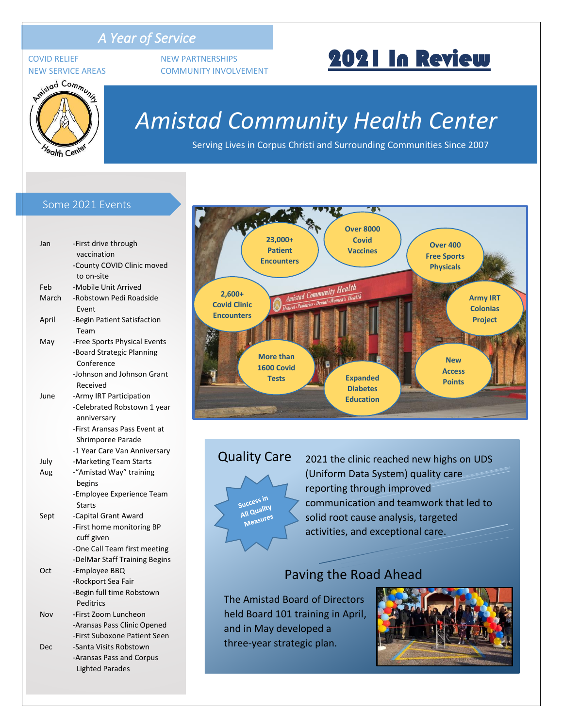*A Year of Service*

COVID RELIEF
NEW SERVICE AREAS
NEW PARTNERSHIPS
COMMUNITY INVOLVEMENT

# 2021 In Review

# Amistad Community Health Center

Serving Lives in Corpus Christi and Surrounding Communities Since 2007

## Some 2021 Events

| | |
|---|---|
| Jan | -First drive through vaccination<br>-County COVID Clinic moved to on-site |
| Feb | -Mobile Unit Arrived |
| March | -Robstown Pedi Roadside Event |
| April | -Begin Patient Satisfaction Team |
| May | -Free Sports Physical Events<br>-Board Strategic Planning Conference<br>-Johnson and Johnson Grant Received |
| June | -Army IRT Participation<br>-Celebrated Robstown 1 year anniversary<br>-First Aransas Pass Event at Shrimporee Parade<br>-1 Year Care Van Anniversary |
| July | -Marketing Team Starts |
| Aug | -"Amistad Way" training begins<br>-Employee Experience Team Starts |
| Sept | -Capital Grant Award<br>-First home monitoring BP cuff given<br>-One Call Team first meeting<br>-DelMar Staff Training Begins |
| Oct | -Employee BBQ<br>-Rockport Sea Fair<br>-Begin full time Robstown Peditrics |
| Nov | -First Zoom Luncheon<br>-Aransas Pass Clinic Opened<br>-First Suboxone Patient Seen |
| Dec | -Santa Visits Robstown<br>-Aransas Pass and Corpus Lighted Parades |

- **23,000+ Patient Encounters**
- **Over 8000 Covid Vaccines**
- **Over 400 Free Sports Physicals**
- **2,600+ Covid Clinic Encounters**
- **Army IRT Colonias Project**
- **More than 1600 Covid Tests**
- **Expanded Diabetes Education**
- **New Access Points**

## Quality Care

**Success in All Quality Measures**

2021 the clinic reached new highs on UDS (Uniform Data System) quality care reporting through improved communication and teamwork that led to solid root cause analysis, targeted activities, and exceptional care.

## Paving the Road Ahead

The Amistad Board of Directors held Board 101 training in April, and in May developed a three-year strategic plan.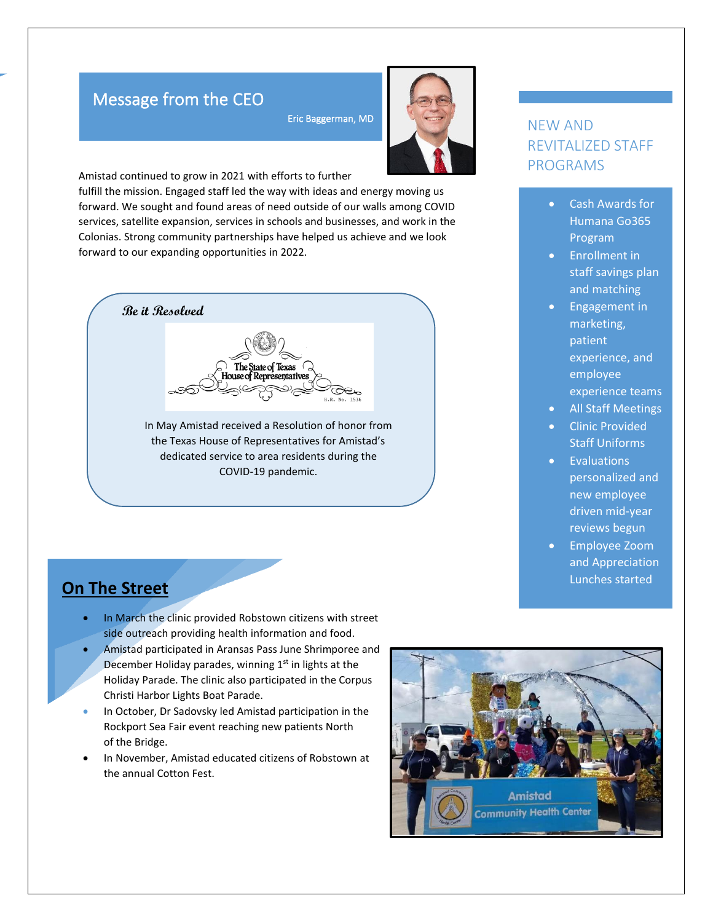## Message from the CEO

Eric Baggerman, MD

Amistad continued to grow in 2021 with efforts to further fulfill the mission. Engaged staff led the way with ideas and energy moving us forward. We sought and found areas of need outside of our walls among COVID services, satellite expansion, services in schools and businesses, and work in the Colonias. Strong community partnerships have helped us achieve and we look forward to our expanding opportunities in 2022.

### *Be it Resolved*

The State of Texas House of Representatives

H.R. No. 1536

In May Amistad received a Resolution of honor from the Texas House of Representatives for Amistad's dedicated service to area residents during the COVID-19 pandemic.

## On The Street

- In March the clinic provided Robstown citizens with street side outreach providing health information and food.
- Amistad participated in Aransas Pass June Shrimporee and December Holiday parades, winning 1st in lights at the Holiday Parade. The clinic also participated in the Corpus Christi Harbor Lights Boat Parade.
- In October, Dr Sadovsky led Amistad participation in the Rockport Sea Fair event reaching new patients North of the Bridge.
- In November, Amistad educated citizens of Robstown at the annual Cotton Fest.

## NEW AND REVITALIZED STAFF PROGRAMS

- Cash Awards for Humana Go365 Program
- Enrollment in staff savings plan and matching
- Engagement in marketing, patient experience, and employee experience teams
- All Staff Meetings
- Clinic Provided Staff Uniforms
- Evaluations personalized and new employee driven mid-year reviews begun
- Employee Zoom and Appreciation Lunches started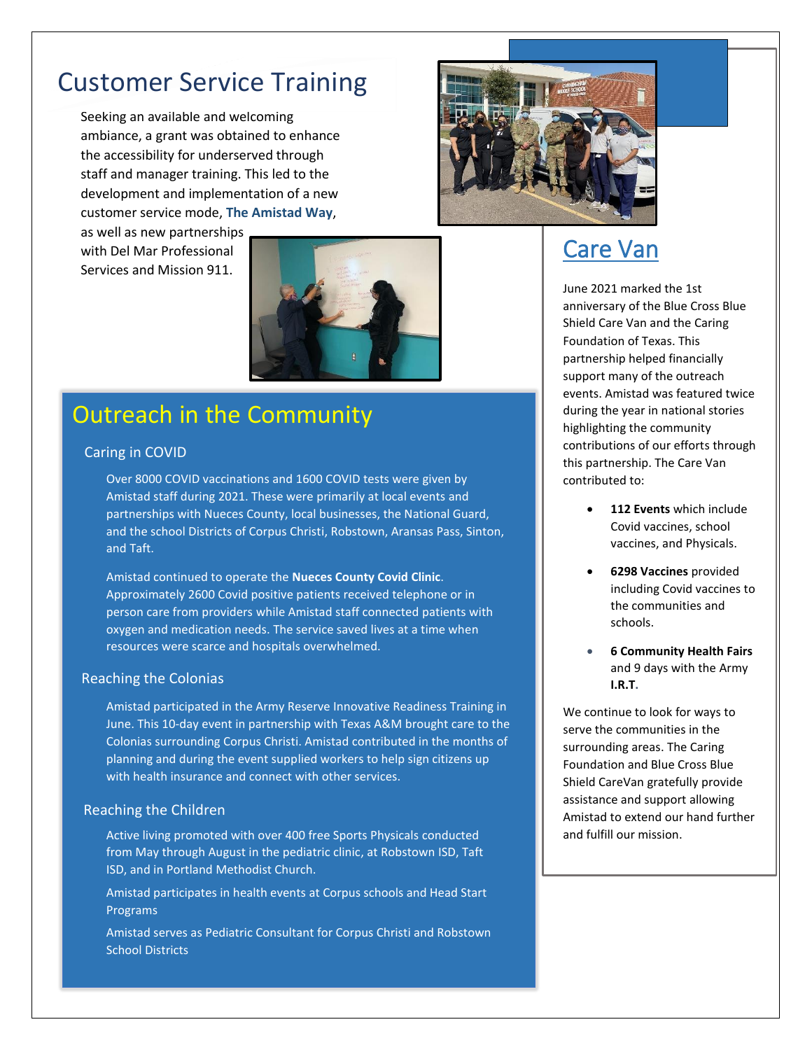# Customer Service Training

Seeking an available and welcoming ambiance, a grant was obtained to enhance the accessibility for underserved through staff and manager training. This led to the development and implementation of a new customer service mode, **The Amistad Way**, as well as new partnerships with Del Mar Professional Services and Mission 911.

# Outreach in the Community

## Caring in COVID

Over 8000 COVID vaccinations and 1600 COVID tests were given by Amistad staff during 2021. These were primarily at local events and partnerships with Nueces County, local businesses, the National Guard, and the school Districts of Corpus Christi, Robstown, Aransas Pass, Sinton, and Taft.

Amistad continued to operate the **Nueces County Covid Clinic**. Approximately 2600 Covid positive patients received telephone or in person care from providers while Amistad staff connected patients with oxygen and medication needs. The service saved lives at a time when resources were scarce and hospitals overwhelmed.

## Reaching the Colonias

Amistad participated in the Army Reserve Innovative Readiness Training in June. This 10-day event in partnership with Texas A&M brought care to the Colonias surrounding Corpus Christi. Amistad contributed in the months of planning and during the event supplied workers to help sign citizens up with health insurance and connect with other services.

## Reaching the Children

Active living promoted with over 400 free Sports Physicals conducted from May through August in the pediatric clinic, at Robstown ISD, Taft ISD, and in Portland Methodist Church.

Amistad participates in health events at Corpus schools and Head Start Programs

Amistad serves as Pediatric Consultant for Corpus Christi and Robstown School Districts

# Care Van

June 2021 marked the 1st anniversary of the Blue Cross Blue Shield Care Van and the Caring Foundation of Texas. This partnership helped financially support many of the outreach events. Amistad was featured twice during the year in national stories highlighting the community contributions of our efforts through this partnership. The Care Van contributed to:

- **112 Events** which include Covid vaccines, school vaccines, and Physicals.
- **6298 Vaccines** provided including Covid vaccines to the communities and schools.
- **6 Community Health Fairs** and 9 days with the Army **I.R.T**.

We continue to look for ways to serve the communities in the surrounding areas. The Caring Foundation and Blue Cross Blue Shield CareVan gratefully provide assistance and support allowing Amistad to extend our hand further and fulfill our mission.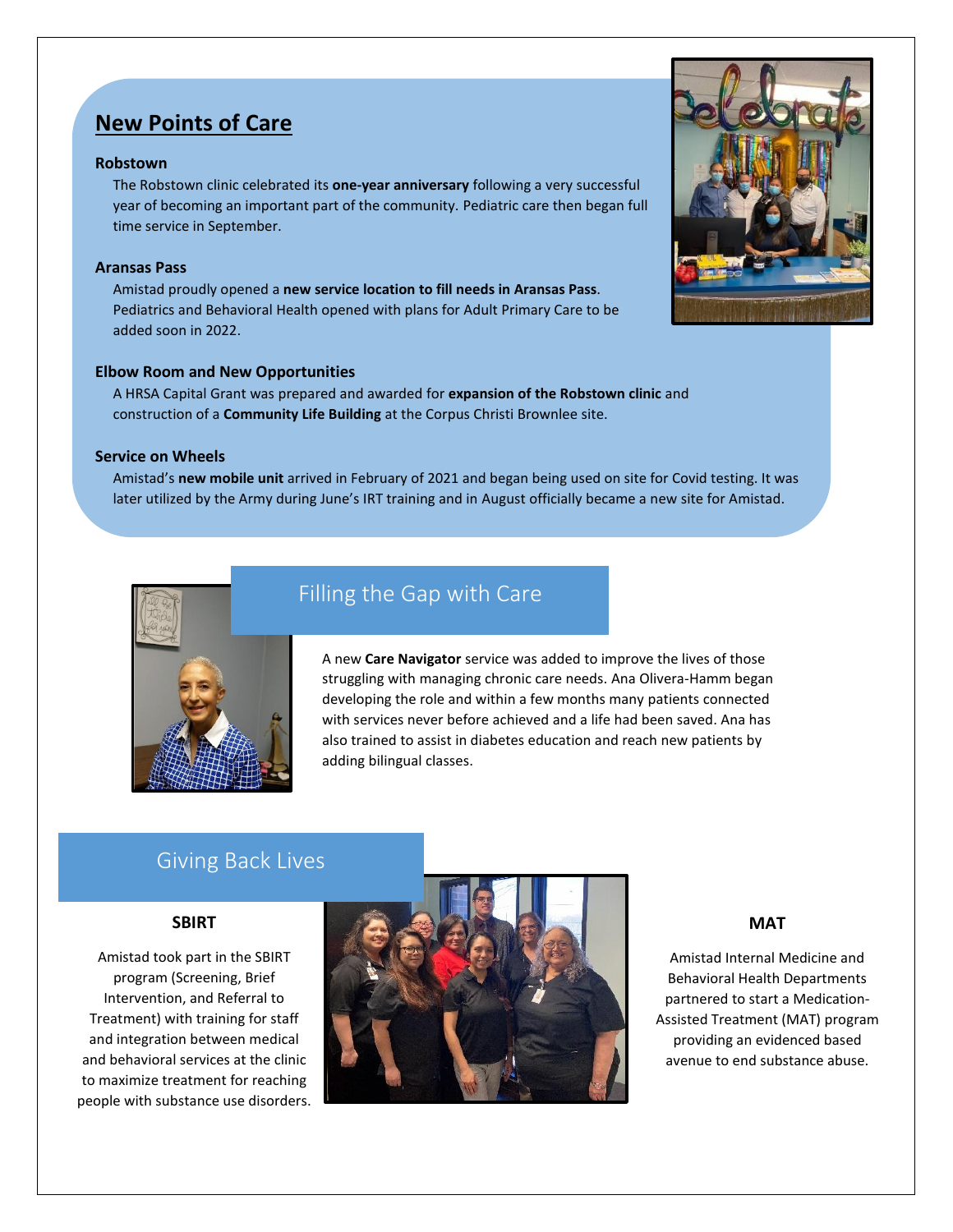## New Points of Care

### Robstown

The Robstown clinic celebrated its **one-year anniversary** following a very successful year of becoming an important part of the community. Pediatric care then began full time service in September.

### Aransas Pass

Amistad proudly opened a **new service location to fill needs in Aransas Pass**. Pediatrics and Behavioral Health opened with plans for Adult Primary Care to be added soon in 2022.

### Elbow Room and New Opportunities

A HRSA Capital Grant was prepared and awarded for **expansion of the Robstown clinic** and construction of a **Community Life Building** at the Corpus Christi Brownlee site.

### Service on Wheels

Amistad's **new mobile unit** arrived in February of 2021 and began being used on site for Covid testing. It was later utilized by the Army during June's IRT training and in August officially became a new site for Amistad.

## Filling the Gap with Care

A new **Care Navigator** service was added to improve the lives of those struggling with managing chronic care needs. Ana Olivera-Hamm began developing the role and within a few months many patients connected with services never before achieved and a life had been saved. Ana has also trained to assist in diabetes education and reach new patients by adding bilingual classes.

## Giving Back Lives

### SBIRT

Amistad took part in the SBIRT program (Screening, Brief Intervention, and Referral to Treatment) with training for staff and integration between medical and behavioral services at the clinic to maximize treatment for reaching people with substance use disorders.

### MAT

Amistad Internal Medicine and Behavioral Health Departments partnered to start a Medication-Assisted Treatment (MAT) program providing an evidenced based avenue to end substance abuse.